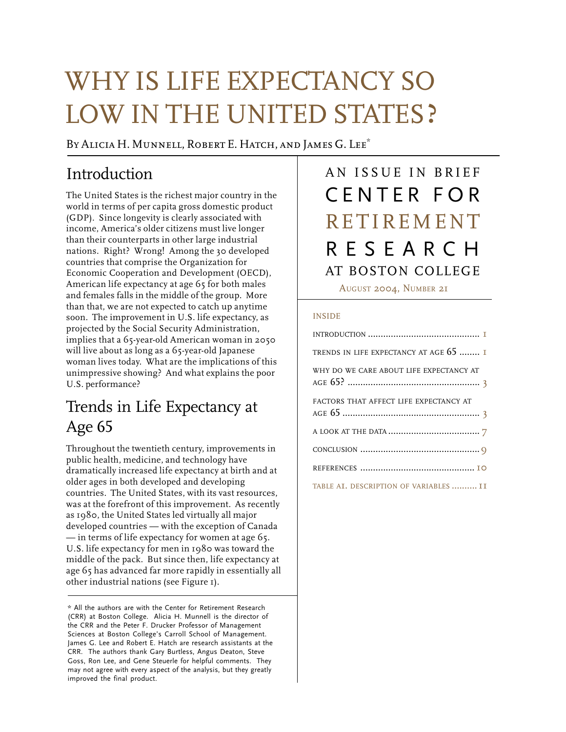# WHY IS LIFE EXPECTANCY SO LOW IN THE UNITED STATES?

By Alicia H. Munnell, Robert E. Hatch, and James G. Lee*

AN ISSUE IN BRIEF
CENTER FOR RETIREMENT RESEARCH AT BOSTON COLLEGE

August 2004, Number 21

INSIDE

- Introduction ........ 1
- Trends in Life Expectancy at Age 65 ........ 1
- Why Do We Care About Life Expectancy at Age 65? ........ 3
- Factors That Affect Life Expectancy at Age 65 ........ 3
- A Look at the Data ........ 7
- Conclusion ........ 9
- References ........ 10
- Table A1. Description of Variables ........ 11

## Introduction

The United States is the richest major country in the world in terms of per capita gross domestic product (GDP). Since longevity is clearly associated with income, America's older citizens must live longer than their counterparts in other large industrial nations. Right? Wrong! Among the 30 developed countries that comprise the Organization for Economic Cooperation and Development (OECD), American life expectancy at age 65 for both males and females falls in the middle of the group. More than that, we are not expected to catch up anytime soon. The improvement in U.S. life expectancy, as projected by the Social Security Administration, implies that a 65-year-old American woman in 2050 will live about as long as a 65-year-old Japanese woman lives today. What are the implications of this unimpressive showing? And what explains the poor U.S. performance?

## Trends in Life Expectancy at Age 65

Throughout the twentieth century, improvements in public health, medicine, and technology have dramatically increased life expectancy at birth and at older ages in both developed and developing countries. The United States, with its vast resources, was at the forefront of this improvement. As recently as 1980, the United States led virtually all major developed countries — with the exception of Canada — in terms of life expectancy for women at age 65. U.S. life expectancy for men in 1980 was toward the middle of the pack. But since then, life expectancy at age 65 has advanced far more rapidly in essentially all other industrial nations (see Figure 1).

\* All the authors are with the Center for Retirement Research (CRR) at Boston College. Alicia H. Munnell is the director of the CRR and the Peter F. Drucker Professor of Management Sciences at Boston College's Carroll School of Management. James G. Lee and Robert E. Hatch are research assistants at the CRR. The authors thank Gary Burtless, Angus Deaton, Steve Goss, Ron Lee, and Gene Steuerle for helpful comments. They may not agree with every aspect of the analysis, but they greatly improved the final product.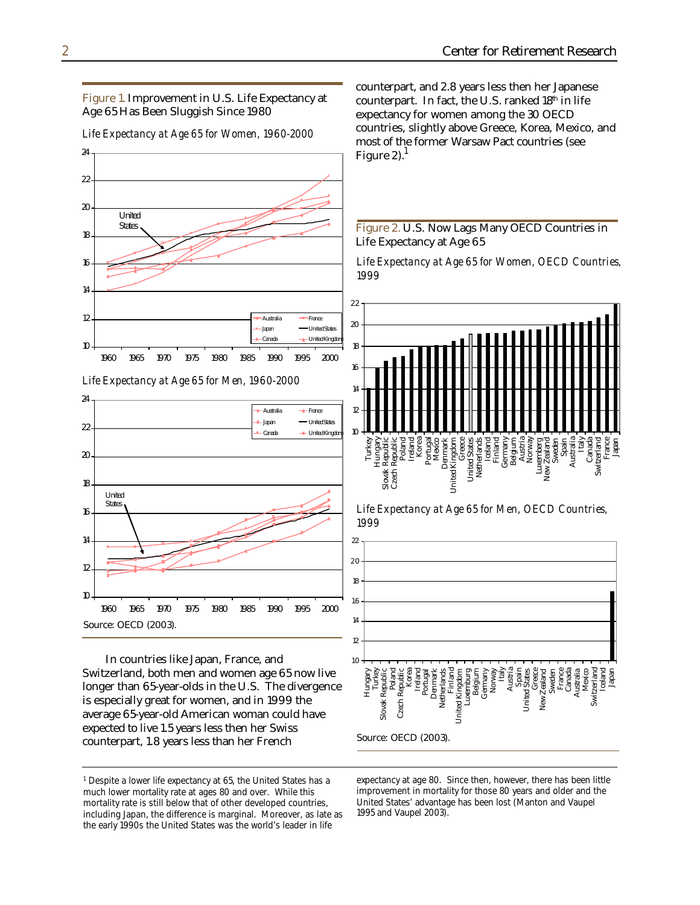**Figure 1.** Improvement in U.S. Life Expectancy at Age 65 Has Been Sluggish Since 1980

*Life Expectancy at Age 65 for Women, 1960-2000*

*Life Expectancy at Age 65 for Men, 1960-2000*

Source: OECD (2003).

In countries like Japan, France, and Switzerland, both men and women age 65 now live longer than 65-year-olds in the U.S. The divergence is especially great for women, and in 1999 the average 65-year-old American woman could have expected to live 1.5 years less then her Swiss counterpart, 1.8 years less than her French counterpart, and 2.8 years less then her Japanese counterpart. In fact, the U.S. ranked 18th in life expectancy for women among the 30 OECD countries, slightly above Greece, Korea, Mexico, and most of the former Warsaw Pact countries (see Figure 2).[1]

**Figure 2.** U.S. Now Lags Many OECD Countries in Life Expectancy at Age 65

*Life Expectancy at Age 65 for Women, OECD Countries, 1999*

*Life Expectancy at Age 65 for Men, OECD Countries, 1999*

Source: OECD (2003).

---

[1] Despite a lower life expectancy at 65, the United States has a much lower mortality rate at ages 80 and over. While this mortality rate is still below that of other developed countries, including Japan, the difference is marginal. Moreover, as late as the early 1990s the United States was the world's leader in life expectancy at age 80. Since then, however, there has been little improvement in mortality for those 80 years and older and the United States' advantage has been lost (Manton and Vaupel 1995 and Vaupel 2003).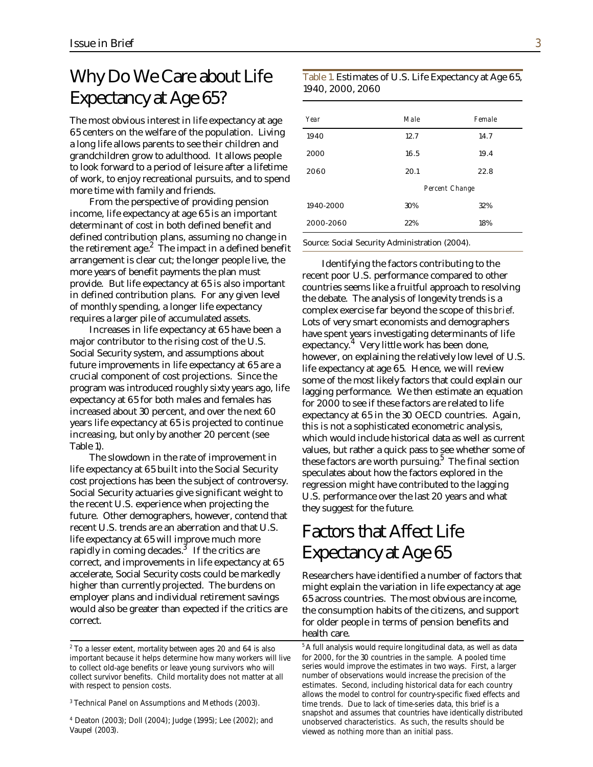## Why Do We Care about Life Expectancy at Age 65?

The most obvious interest in life expectancy at age 65 centers on the welfare of the population. Living a long life allows parents to see their children and grandchildren grow to adulthood. It allows people to look forward to a period of leisure after a lifetime of work, to enjoy recreational pursuits, and to spend more time with family and friends.

From the perspective of providing pension income, life expectancy at age 65 is an important determinant of cost in both defined benefit and defined contribution plans, assuming no change in the retirement age.[2] The impact in a defined benefit arrangement is clear cut; the longer people live, the more years of benefit payments the plan must provide. But life expectancy at 65 is also important in defined contribution plans. For any given level of monthly spending, a longer life expectancy requires a larger pile of accumulated assets.

Increases in life expectancy at 65 have been a major contributor to the rising cost of the U.S. Social Security system, and assumptions about future improvements in life expectancy at 65 are a crucial component of cost projections. Since the program was introduced roughly sixty years ago, life expectancy at 65 for both males and females has increased about 30 percent, and over the next 60 years life expectancy at 65 is projected to continue increasing, but only by another 20 percent (see Table 1).

The slowdown in the rate of improvement in life expectancy at 65 built into the Social Security cost projections has been the subject of controversy. Social Security actuaries give significant weight to the recent U.S. experience when projecting the future. Other demographers, however, contend that recent U.S. trends are an aberration and that U.S. life expectancy at 65 will improve much more rapidly in coming decades.[3] If the critics are correct, and improvements in life expectancy at 65 accelerate, Social Security costs could be markedly higher than currently projected. The burdens on employer plans and individual retirement savings would also be greater than expected if the critics are correct.

Table 1. Estimates of U.S. Life Expectancy at Age 65, 1940, 2000, 2060

| *Year* | *Male* | *Female* |
|---|---|---|
| 1940 | 12.7 | 14.7 |
| 2000 | 16.5 | 19.4 |
| 2060 | 20.1 | 22.8 |
| | *Percent Change* | |
| 1940-2000 | 30% | 32% |
| 2000-2060 | 22% | 18% |

Source: Social Security Administration (2004).

Identifying the factors contributing to the recent poor U.S. performance compared to other countries seems like a fruitful approach to resolving the debate. The analysis of longevity trends is a complex exercise far beyond the scope of this *brief*. Lots of very smart economists and demographers have spent years investigating determinants of life expectancy.[4] Very little work has been done, however, on explaining the relatively low level of U.S. life expectancy at age 65. Hence, we will review some of the most likely factors that could explain our lagging performance. We then estimate an equation for 2000 to see if these factors are related to life expectancy at 65 in the 30 OECD countries. Again, this is not a sophisticated econometric analysis, which would include historical data as well as current values, but rather a quick pass to see whether some of these factors are worth pursuing.[5] The final section speculates about how the factors explored in the regression might have contributed to the lagging U.S. performance over the last 20 years and what they suggest for the future.

## Factors that Affect Life Expectancy at Age 65

Researchers have identified a number of factors that might explain the variation in life expectancy at age 65 across countries. The most obvious are income, the consumption habits of the citizens, and support for older people in terms of pension benefits and health care.

---

[2] To a lesser extent, mortality between ages 20 and 64 is also important because it helps determine how many workers will live to collect old-age benefits or leave young survivors who will collect survivor benefits. Child mortality does not matter at all with respect to pension costs.

[3] Technical Panel on Assumptions and Methods (2003).

[4] Deaton (2003); Doll (2004); Judge (1995); Lee (2002); and Vaupel (2003).

[5] A full analysis would require longitudinal data, as well as data for 2000, for the 30 countries in the sample. A pooled time series would improve the estimates in two ways. First, a larger number of observations would increase the precision of the estimates. Second, including historical data for each country allows the model to control for country-specific fixed effects and time trends. Due to lack of time-series data, this brief is a snapshot and assumes that countries have identically distributed unobserved characteristics. As such, the results should be viewed as nothing more than an initial pass.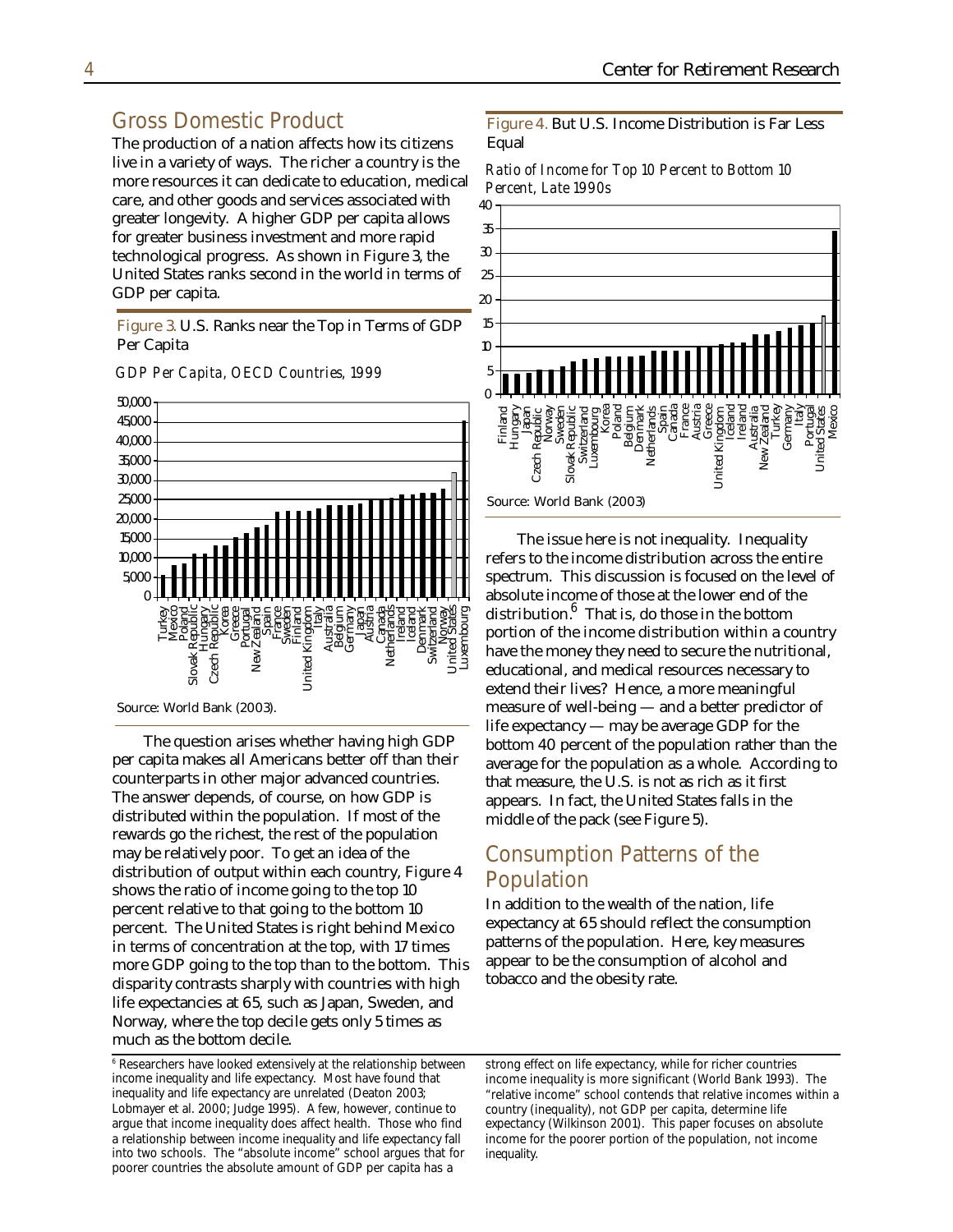## Gross Domestic Product

The production of a nation affects how its citizens live in a variety of ways. The richer a country is the more resources it can dedicate to education, medical care, and other goods and services associated with greater longevity. A higher GDP per capita allows for greater business investment and more rapid technological progress. As shown in Figure 3, the United States ranks second in the world in terms of GDP per capita.

Figure 3. U.S. Ranks near the Top in Terms of GDP Per Capita

*GDP Per Capita, OECD Countries, 1999*

Source: World Bank (2003).

The question arises whether having high GDP per capita makes all Americans better off than their counterparts in other major advanced countries. The answer depends, of course, on how GDP is distributed within the population. If most of the rewards go the richest, the rest of the population may be relatively poor. To get an idea of the distribution of output within each country, Figure 4 shows the ratio of income going to the top 10 percent relative to that going to the bottom 10 percent. The United States is right behind Mexico in terms of concentration at the top, with 17 times more GDP going to the top than to the bottom. This disparity contrasts sharply with countries with high life expectancies at 65, such as Japan, Sweden, and Norway, where the top decile gets only 5 times as much as the bottom decile.

Figure 4. But U.S. Income Distribution is Far Less Equal

*Ratio of Income for Top 10 Percent to Bottom 10 Percent, Late 1990s*

Source: World Bank (2003)

The issue here is not inequality. Inequality refers to the income distribution across the entire spectrum. This discussion is focused on the level of absolute income of those at the lower end of the distribution.[6] That is, do those in the bottom portion of the income distribution within a country have the money they need to secure the nutritional, educational, and medical resources necessary to extend their lives? Hence, a more meaningful measure of well-being — and a better predictor of life expectancy — may be average GDP for the bottom 40 percent of the population rather than the average for the population as a whole. According to that measure, the U.S. is not as rich as it first appears. In fact, the United States falls in the middle of the pack (see Figure 5).

## Consumption Patterns of the Population

In addition to the wealth of the nation, life expectancy at 65 should reflect the consumption patterns of the population. Here, key measures appear to be the consumption of alcohol and tobacco and the obesity rate.

[6] Researchers have looked extensively at the relationship between income inequality and life expectancy. Most have found that inequality and life expectancy are unrelated (Deaton 2003; Lobmayer et al. 2000; Judge 1995). A few, however, continue to argue that income inequality does affect health. Those who find a relationship between income inequality and life expectancy fall into two schools. The "absolute income" school argues that for poorer countries the absolute amount of GDP per capita has a strong effect on life expectancy, while for richer countries income inequality is more significant (World Bank 1993). The "relative income" school contends that relative incomes within a country (inequality), not GDP per capita, determine life expectancy (Wilkinson 2001). This paper focuses on absolute income for the poorer portion of the population, not income inequality.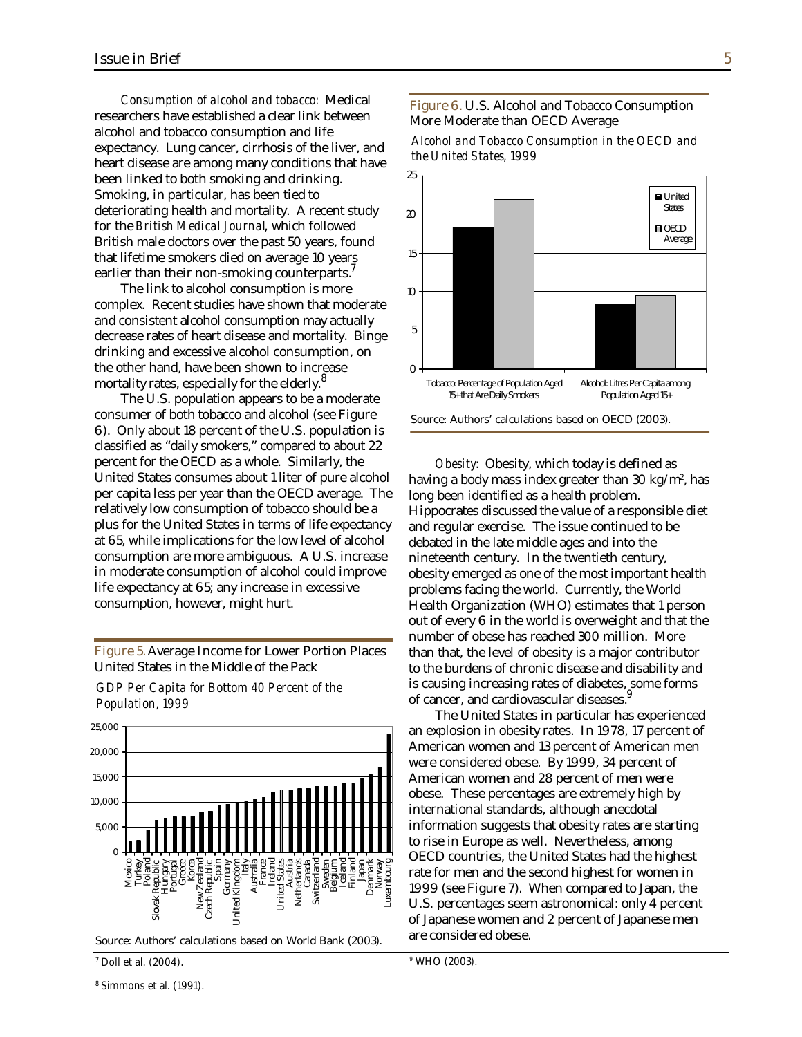*Consumption of alcohol and tobacco*: Medical researchers have established a clear link between alcohol and tobacco consumption and life expectancy. Lung cancer, cirrhosis of the liver, and heart disease are among many conditions that have been linked to both smoking and drinking. Smoking, in particular, has been tied to deteriorating health and mortality. A recent study for the *British Medical Journal*, which followed British male doctors over the past 50 years, found that lifetime smokers died on average 10 years earlier than their non-smoking counterparts.[7]

The link to alcohol consumption is more complex. Recent studies have shown that moderate and consistent alcohol consumption may actually decrease rates of heart disease and mortality. Binge drinking and excessive alcohol consumption, on the other hand, have been shown to increase mortality rates, especially for the elderly.[8]

The U.S. population appears to be a moderate consumer of both tobacco and alcohol (see Figure 6). Only about 18 percent of the U.S. population is classified as "daily smokers," compared to about 22 percent for the OECD as a whole. Similarly, the United States consumes about 1 liter of pure alcohol per capita less per year than the OECD average. The relatively low consumption of tobacco should be a plus for the United States in terms of life expectancy at 65, while implications for the low level of alcohol consumption are more ambiguous. A U.S. increase in moderate consumption of alcohol could improve life expectancy at 65; any increase in excessive consumption, however, might hurt.

**Figure 5.** Average Income for Lower Portion Places United States in the Middle of the Pack

*GDP Per Capita for Bottom 40 Percent of the Population, 1999*

Source: Authors' calculations based on World Bank (2003).

**Figure 6.** U.S. Alcohol and Tobacco Consumption More Moderate than OECD Average

*Alcohol and Tobacco Consumption in the OECD and the United States, 1999*

Source: Authors' calculations based on OECD (2003).

*Obesity*: Obesity, which today is defined as having a body mass index greater than 30 kg/m², has long been identified as a health problem. Hippocrates discussed the value of a responsible diet and regular exercise. The issue continued to be debated in the late middle ages and into the nineteenth century. In the twentieth century, obesity emerged as one of the most important health problems facing the world. Currently, the World Health Organization (WHO) estimates that 1 person out of every 6 in the world is overweight and that the number of obese has reached 300 million. More than that, the level of obesity is a major contributor to the burdens of chronic disease and disability and is causing increasing rates of diabetes, some forms of cancer, and cardiovascular diseases.[9]

The United States in particular has experienced an explosion in obesity rates. In 1978, 17 percent of American women and 13 percent of American men were considered obese. By 1999, 34 percent of American women and 28 percent of men were obese. These percentages are extremely high by international standards, although anecdotal information suggests that obesity rates are starting to rise in Europe as well. Nevertheless, among OECD countries, the United States had the highest rate for men and the second highest for women in 1999 (see Figure 7). When compared to Japan, the U.S. percentages seem astronomical: only 4 percent of Japanese women and 2 percent of Japanese men are considered obese.

---

[7] Doll et al. (2004).

[8] Simmons et al. (1991).

[9] WHO (2003).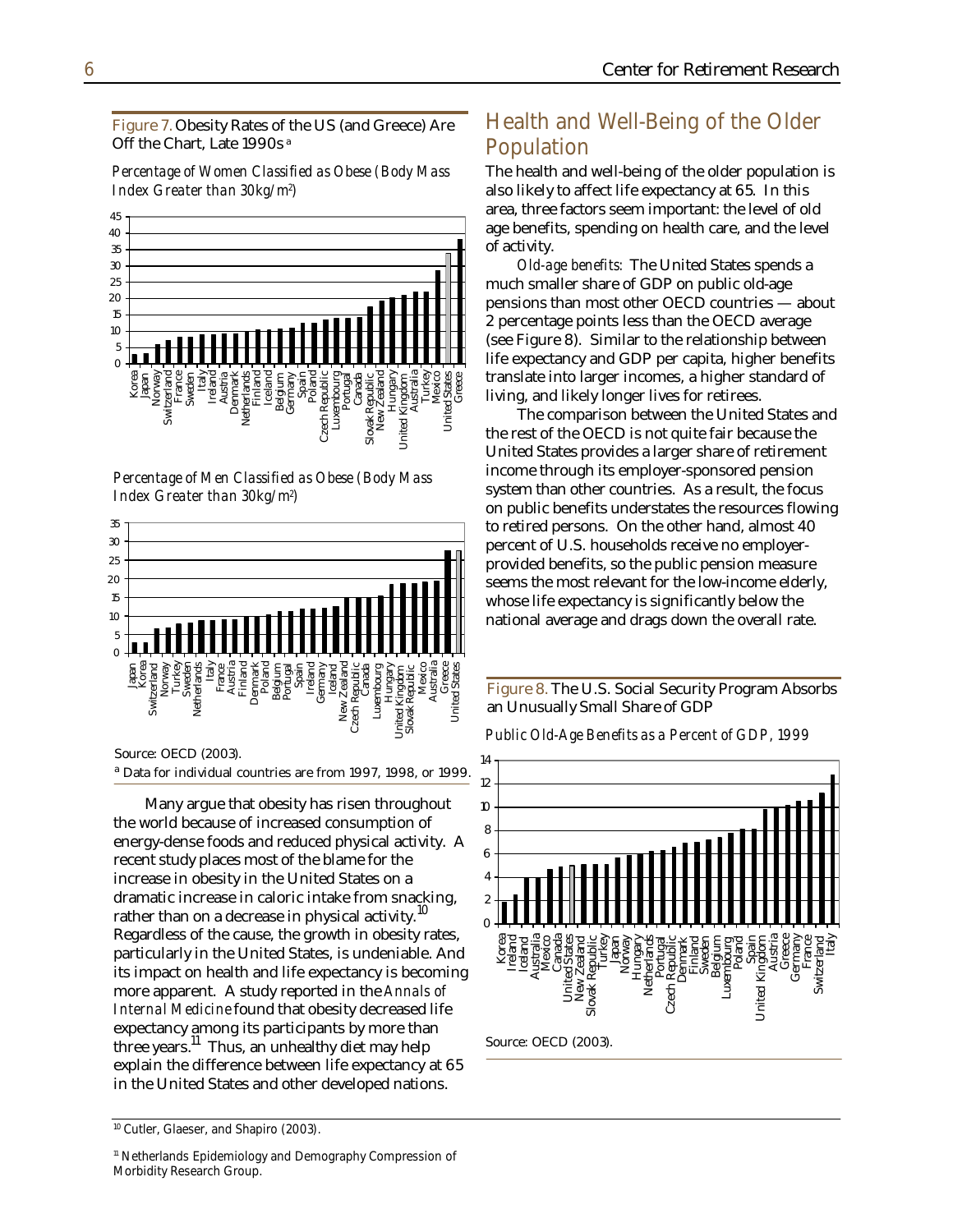Figure 7. Obesity Rates of the US (and Greece) Are Off the Chart, Late 1990s[a]

*Percentage of Women Classified as Obese (Body Mass Index Greater than 30kg/m²)*

*Percentage of Men Classified as Obese (Body Mass Index Greater than 30kg/m²)*

Source: OECD (2003).

[a] Data for individual countries are from 1997, 1998, or 1999.

Many argue that obesity has risen throughout the world because of increased consumption of energy-dense foods and reduced physical activity. A recent study places most of the blame for the increase in obesity in the United States on a dramatic increase in caloric intake from snacking, rather than on a decrease in physical activity.[10] Regardless of the cause, the growth in obesity rates, particularly in the United States, is undeniable. And its impact on health and life expectancy is becoming more apparent. A study reported in the *Annals of Internal Medicine* found that obesity decreased life expectancy among its participants by more than three years.[11] Thus, an unhealthy diet may help explain the difference between life expectancy at 65 in the United States and other developed nations.

## Health and Well-Being of the Older Population

The health and well-being of the older population is also likely to affect life expectancy at 65. In this area, three factors seem important: the level of old age benefits, spending on health care, and the level of activity.

*Old-age benefits:* The United States spends a much smaller share of GDP on public old-age pensions than most other OECD countries — about 2 percentage points less than the OECD average (see Figure 8). Similar to the relationship between life expectancy and GDP per capita, higher benefits translate into larger incomes, a higher standard of living, and likely longer lives for retirees.

The comparison between the United States and the rest of the OECD is not quite fair because the United States provides a larger share of retirement income through its employer-sponsored pension system than other countries. As a result, the focus on public benefits understates the resources flowing to retired persons. On the other hand, almost 40 percent of U.S. households receive no employer-provided benefits, so the public pension measure seems the most relevant for the low-income elderly, whose life expectancy is significantly below the national average and drags down the overall rate.

Figure 8. The U.S. Social Security Program Absorbs an Unusually Small Share of GDP

*Public Old-Age Benefits as a Percent of GDP, 1999*

Source: OECD (2003).

[10] Cutler, Glaeser, and Shapiro (2003).

[11] Netherlands Epidemiology and Demography Compression of Morbidity Research Group.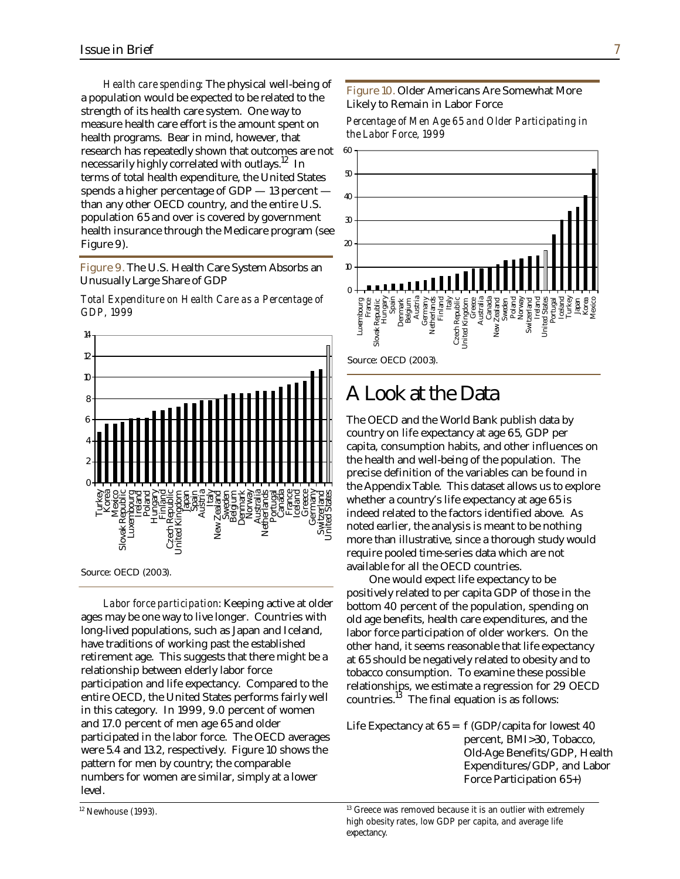*Health care spending*: The physical well-being of a population would be expected to be related to the strength of its health care system. One way to measure health care effort is the amount spent on health programs. Bear in mind, however, that research has repeatedly shown that outcomes are not necessarily highly correlated with outlays.[12] In terms of total health expenditure, the United States spends a higher percentage of GDP — 13 percent — than any other OECD country, and the entire U.S. population 65 and over is covered by government health insurance through the Medicare program (see Figure 9).

Figure 9. The U.S. Health Care System Absorbs an Unusually Large Share of GDP

*Total Expenditure on Health Care as a Percentage of GDP, 1999*

Source: OECD (2003).

*Labor force participation*: Keeping active at older ages may be one way to live longer. Countries with long-lived populations, such as Japan and Iceland, have traditions of working past the established retirement age. This suggests that there might be a relationship between elderly labor force participation and life expectancy. Compared to the entire OECD, the United States performs fairly well in this category. In 1999, 9.0 percent of women and 17.0 percent of men age 65 and older participated in the labor force. The OECD averages were 5.4 and 13.2, respectively. Figure 10 shows the pattern for men by country; the comparable numbers for women are similar, simply at a lower level.

Figure 10. Older Americans Are Somewhat More Likely to Remain in Labor Force

*Percentage of Men Age 65 and Older Participating in the Labor Force, 1999*

Source: OECD (2003).

# A Look at the Data

The OECD and the World Bank publish data by country on life expectancy at age 65, GDP per capita, consumption habits, and other influences on the health and well-being of the population. The precise definition of the variables can be found in the Appendix Table. This dataset allows us to explore whether a country's life expectancy at age 65 is indeed related to the factors identified above. As noted earlier, the analysis is meant to be nothing more than illustrative, since a thorough study would require pooled time-series data which are not available for all the OECD countries.

One would expect life expectancy to be positively related to per capita GDP of those in the bottom 40 percent of the population, spending on old age benefits, health care expenditures, and the labor force participation of older workers. On the other hand, it seems reasonable that life expectancy at 65 should be negatively related to obesity and to tobacco consumption. To examine these possible relationships, we estimate a regression for 29 OECD countries.[13] The final equation is as follows:

Life Expectancy at 65 = f (GDP/capita for lowest 40 percent, BMI>30, Tobacco, Old-Age Benefits/GDP, Health Expenditures/GDP, and Labor Force Participation 65+)

[12] Newhouse (1993).

[13] Greece was removed because it is an outlier with extremely high obesity rates, low GDP per capita, and average life expectancy.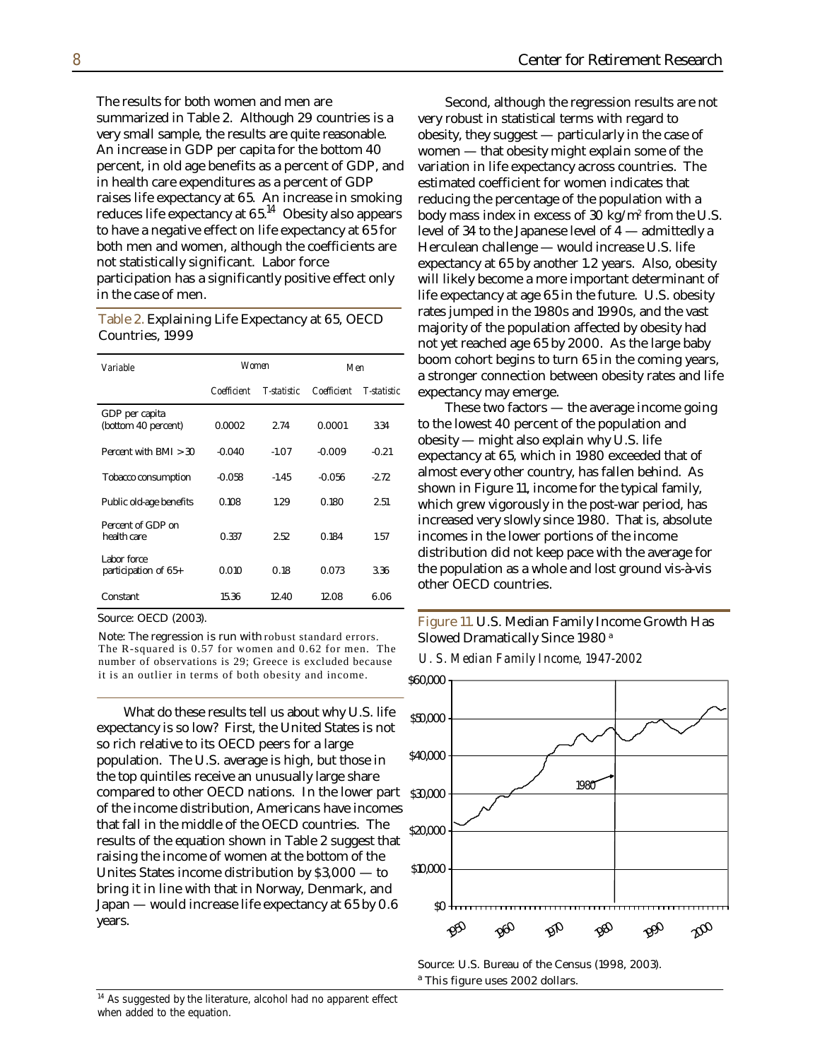The results for both women and men are summarized in Table 2. Although 29 countries is a very small sample, the results are quite reasonable. An increase in GDP per capita for the bottom 40 percent, in old age benefits as a percent of GDP, and in health care expenditures as a percent of GDP raises life expectancy at 65. An increase in smoking reduces life expectancy at 65.[14] Obesity also appears to have a negative effect on life expectancy at 65 for both men and women, although the coefficients are not statistically significant. Labor force participation has a significantly positive effect only in the case of men.

Table 2. Explaining Life Expectancy at 65, OECD Countries, 1999

| *Variable* | *Women* | | *Men* | |
|---|---|---|---|---|
| | *Coefficient* | *T-statistic* | *Coefficient* | *T-statistic* |
| GDP per capita (bottom 40 percent) | 0.0002 | 2.74 | 0.0001 | 3.34 |
| Percent with BMI > 30 | -0.040 | -1.07 | -0.009 | -0.21 |
| Tobacco consumption | -0.058 | -1.45 | -0.056 | -2.72 |
| Public old-age benefits | 0.108 | 1.29 | 0.180 | 2.51 |
| Percent of GDP on health care | 0.337 | 2.52 | 0.184 | 1.57 |
| Labor force participation of 65+ | 0.010 | 0.18 | 0.073 | 3.36 |
| Constant | 15.36 | 12.40 | 12.08 | 6.06 |

Source: OECD (2003).

Note: The regression is run with robust standard errors. The R-squared is 0.57 for women and 0.62 for men. The number of observations is 29; Greece is excluded because it is an outlier in terms of both obesity and income.

What do these results tell us about why U.S. life expectancy is so low? First, the United States is not so rich relative to its OECD peers for a large population. The U.S. average is high, but those in the top quintiles receive an unusually large share compared to other OECD nations. In the lower part of the income distribution, Americans have incomes that fall in the middle of the OECD countries. The results of the equation shown in Table 2 suggest that raising the income of women at the bottom of the Unites States income distribution by $3,000 — to bring it in line with that in Norway, Denmark, and Japan — would increase life expectancy at 65 by 0.6 years.

Second, although the regression results are not very robust in statistical terms with regard to obesity, they suggest — particularly in the case of women — that obesity might explain some of the variation in life expectancy across countries. The estimated coefficient for women indicates that reducing the percentage of the population with a body mass index in excess of 30 $kg/m^2$ from the U.S. level of 34 to the Japanese level of 4 — admittedly a Herculean challenge — would increase U.S. life expectancy at 65 by another 1.2 years. Also, obesity will likely become a more important determinant of life expectancy at age 65 in the future. U.S. obesity rates jumped in the 1980s and 1990s, and the vast majority of the population affected by obesity had not yet reached age 65 by 2000. As the large baby boom cohort begins to turn 65 in the coming years, a stronger connection between obesity rates and life expectancy may emerge.

These two factors — the average income going to the lowest 40 percent of the population and obesity — might also explain why U.S. life expectancy at 65, which in 1980 exceeded that of almost every other country, has fallen behind. As shown in Figure 11, income for the typical family, which grew vigorously in the post-war period, has increased very slowly since 1980. That is, absolute incomes in the lower portions of the income distribution did not keep pace with the average for the population as a whole and lost ground vis-à-vis other OECD countries.

Figure 11. U.S. Median Family Income Growth Has Slowed Dramatically Since 1980 [a]

*U. S. Median Family Income, 1947-2002*

Source: U.S. Bureau of the Census (1998, 2003).
[a] This figure uses 2002 dollars.

[14] As suggested by the literature, alcohol had no apparent effect when added to the equation.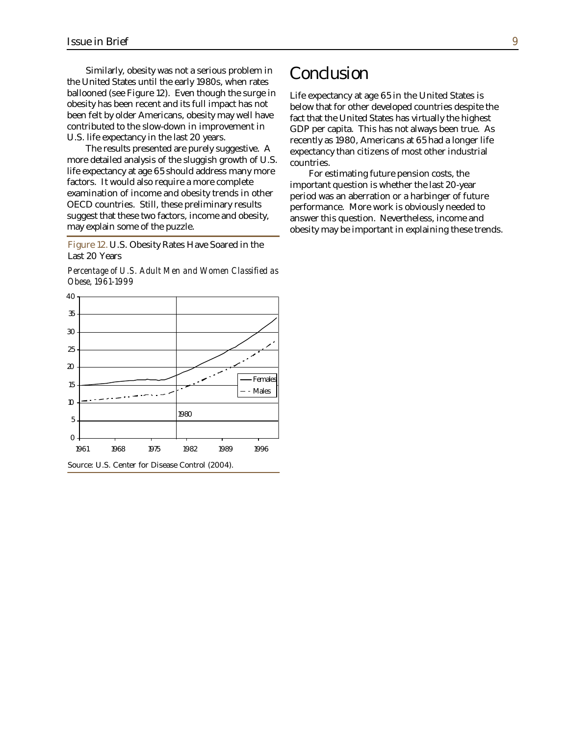Similarly, obesity was not a serious problem in the United States until the early 1980s, when rates ballooned (see Figure 12). Even though the surge in obesity has been recent and its full impact has not been felt by older Americans, obesity may well have contributed to the slow-down in improvement in U.S. life expectancy in the last 20 years.

The results presented are purely suggestive. A more detailed analysis of the sluggish growth of U.S. life expectancy at age 65 should address many more factors. It would also require a more complete examination of income and obesity trends in other OECD countries. Still, these preliminary results suggest that these two factors, income and obesity, may explain some of the puzzle.

Figure 12. U.S. Obesity Rates Have Soared in the Last 20 Years

*Percentage of U.S. Adult Men and Women Classified as Obese, 1961-1999*

Source: U.S. Center for Disease Control (2004).

# Conclusion

Life expectancy at age 65 in the United States is below that for other developed countries despite the fact that the United States has virtually the highest GDP per capita. This has not always been true. As recently as 1980, Americans at 65 had a longer life expectancy than citizens of most other industrial countries.

For estimating future pension costs, the important question is whether the last 20-year period was an aberration or a harbinger of future performance. More work is obviously needed to answer this question. Nevertheless, income and obesity may be important in explaining these trends.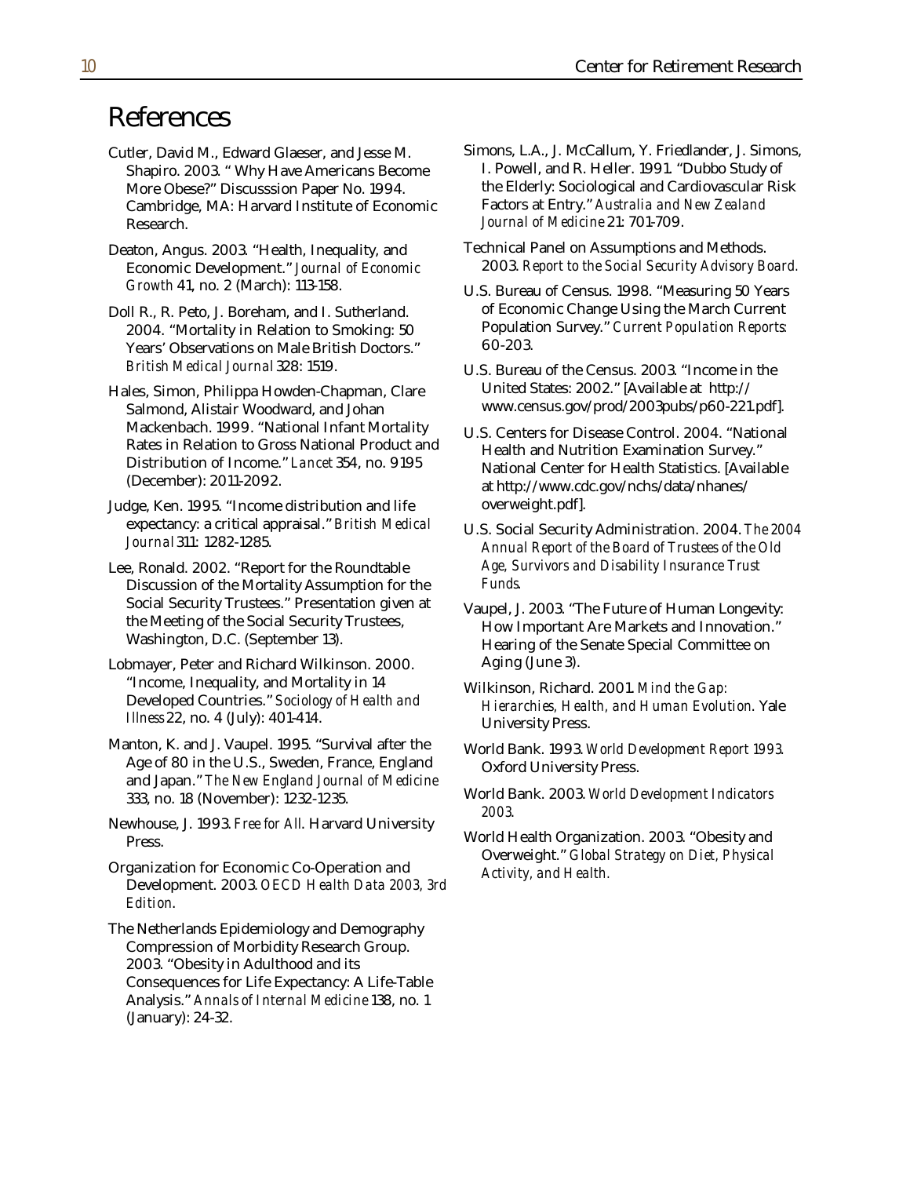# References

Cutler, David M., Edward Glaeser, and Jesse M. Shapiro. 2003. " Why Have Americans Become More Obese?" Discusssion Paper No. 1994. Cambridge, MA: Harvard Institute of Economic Research.

Deaton, Angus. 2003. "Health, Inequality, and Economic Development." *Journal of Economic Growth* 41, no. 2 (March): 113-158.

Doll R., R. Peto, J. Boreham, and I. Sutherland. 2004. "Mortality in Relation to Smoking: 50 Years' Observations on Male British Doctors." *British Medical Journal* 328: 1519.

Hales, Simon, Philippa Howden-Chapman, Clare Salmond, Alistair Woodward, and Johan Mackenbach. 1999. "National Infant Mortality Rates in Relation to Gross National Product and Distribution of Income." *Lancet* 354, no. 9195 (December): 2011-2092.

Judge, Ken. 1995. "Income distribution and life expectancy: a critical appraisal." *British Medical Journal* 311: 1282-1285.

Lee, Ronald. 2002. "Report for the Roundtable Discussion of the Mortality Assumption for the Social Security Trustees." Presentation given at the Meeting of the Social Security Trustees, Washington, D.C. (September 13).

Lobmayer, Peter and Richard Wilkinson. 2000. "Income, Inequality, and Mortality in 14 Developed Countries." *Sociology of Health and Illness* 22, no. 4 (July): 401-414.

Manton, K. and J. Vaupel. 1995. "Survival after the Age of 80 in the U.S., Sweden, France, England and Japan." *The New England Journal of Medicine* 333, no. 18 (November): 1232-1235.

Newhouse, J. 1993. *Free for All*. Harvard University Press.

Organization for Economic Co-Operation and Development. 2003. *OECD Health Data 2003, 3rd Edition*.

The Netherlands Epidemiology and Demography Compression of Morbidity Research Group. 2003. "Obesity in Adulthood and its Consequences for Life Expectancy: A Life-Table Analysis." *Annals of Internal Medicine* 138, no. 1 (January): 24-32.

Simons, L.A., J. McCallum, Y. Friedlander, J. Simons, I. Powell, and R. Heller. 1991. "Dubbo Study of the Elderly: Sociological and Cardiovascular Risk Factors at Entry." *Australia and New Zealand Journal of Medicine* 21: 701-709.

Technical Panel on Assumptions and Methods. 2003. *Report to the Social Security Advisory Board.*

U.S. Bureau of Census. 1998. "Measuring 50 Years of Economic Change Using the March Current Population Survey." *Current Population Reports*: 60-203.

U.S. Bureau of the Census. 2003. "Income in the United States: 2002." [Available at http://www.census.gov/prod/2003pubs/p60-221.pdf].

U.S. Centers for Disease Control. 2004. "National Health and Nutrition Examination Survey." National Center for Health Statistics. [Available at http://www.cdc.gov/nchs/data/nhanes/overweight.pdf].

U.S. Social Security Administration. 2004. *The 2004 Annual Report of the Board of Trustees of the Old Age, Survivors and Disability Insurance Trust Funds*.

Vaupel, J. 2003. "The Future of Human Longevity: How Important Are Markets and Innovation." Hearing of the Senate Special Committee on Aging (June 3).

Wilkinson, Richard. 2001. *Mind the Gap: Hierarchies, Health, and Human Evolution*. Yale University Press.

World Bank. 1993. *World Development Report 1993*. Oxford University Press.

World Bank. 2003. *World Development Indicators 2003*.

World Health Organization. 2003. "Obesity and Overweight." *Global Strategy on Diet, Physical Activity, and Health.*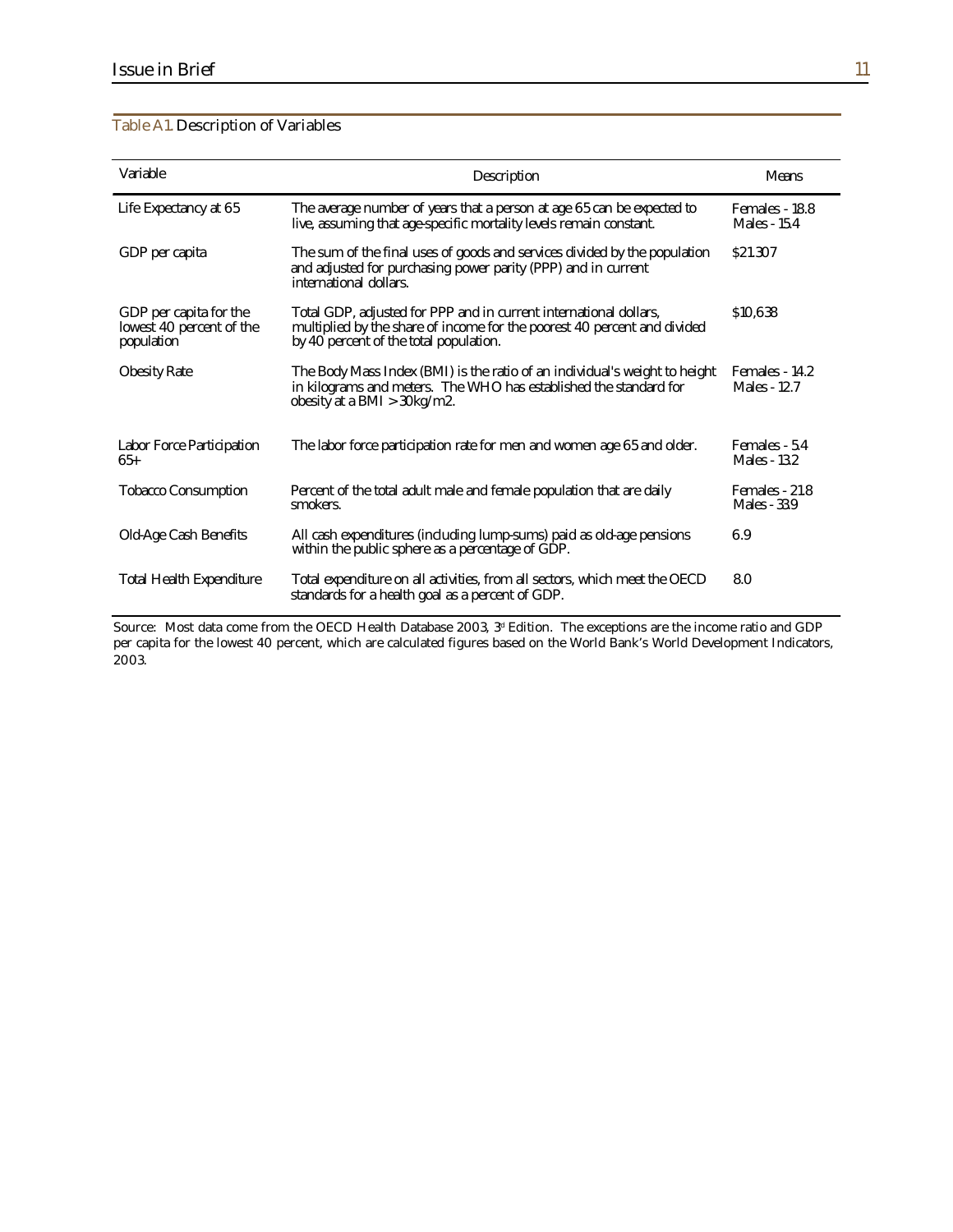Table A1. Description of Variables

| Variable | Description | Means |
|---|---|---|
| Life Expectancy at 65 | The average number of years that a person at age 65 can be expected to live, assuming that age-specific mortality levels remain constant. | Females - 18.8<br>Males - 15.4 |
| GDP per capita | The sum of the final uses of goods and services divided by the population and adjusted for purchasing power parity (PPP) and in current international dollars. | $21.307 |
| GDP per capita for the lowest 40 percent of the population | Total GDP, adjusted for PPP and in current international dollars, multiplied by the share of income for the poorest 40 percent and divided by 40 percent of the total population. | $10,638 |
| Obesity Rate | The Body Mass Index (BMI) is the ratio of an individual's weight to height in kilograms and meters. The WHO has established the standard for obesity at a BMI > 30kg/m2. | Females - 14.2<br>Males - 12.7 |
| Labor Force Participation 65+ | The labor force participation rate for men and women age 65 and older. | Females - 5.4<br>Males - 13.2 |
| Tobacco Consumption | Percent of the total adult male and female population that are daily smokers. | Females - 21.8<br>Males - 33.9 |
| Old-Age Cash Benefits | All cash expenditures (including lump-sums) paid as old-age pensions within the public sphere as a percentage of GDP. | 6.9 |
| Total Health Expenditure | Total expenditure on all activities, from all sectors, which meet the OECD standards for a health goal as a percent of GDP. | 8.0 |

Source: Most data come from the OECD Health Database 2003, 3rd Edition. The exceptions are the income ratio and GDP per capita for the lowest 40 percent, which are calculated figures based on the World Bank's World Development Indicators, 2003.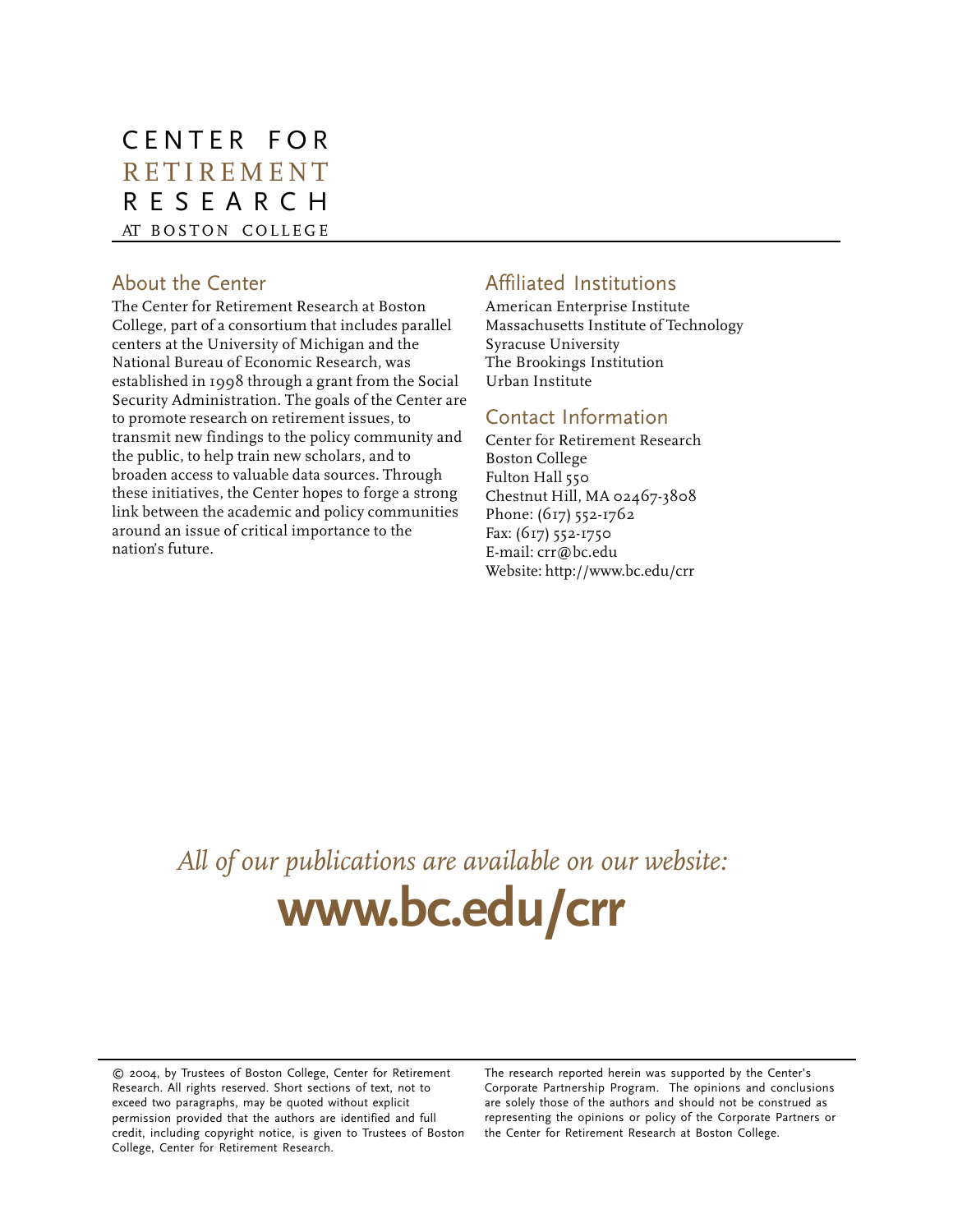# CENTER FOR RETIREMENT RESEARCH
AT BOSTON COLLEGE

## About the Center

The Center for Retirement Research at Boston College, part of a consortium that includes parallel centers at the University of Michigan and the National Bureau of Economic Research, was established in 1998 through a grant from the Social Security Administration. The goals of the Center are to promote research on retirement issues, to transmit new findings to the policy community and the public, to help train new scholars, and to broaden access to valuable data sources. Through these initiatives, the Center hopes to forge a strong link between the academic and policy communities around an issue of critical importance to the nation's future.

## Affiliated Institutions

American Enterprise Institute
Massachusetts Institute of Technology
Syracuse University
The Brookings Institution
Urban Institute

## Contact Information

Center for Retirement Research
Boston College
Fulton Hall 550
Chestnut Hill, MA 02467-3808
Phone: (617) 552-1762
Fax: (617) 552-1750
E-mail: crr@bc.edu
Website: http://www.bc.edu/crr

*All of our publications are available on our website:*

**www.bc.edu/crr**

© 2004, by Trustees of Boston College, Center for Retirement Research. All rights reserved. Short sections of text, not to exceed two paragraphs, may be quoted without explicit permission provided that the authors are identified and full credit, including copyright notice, is given to Trustees of Boston College, Center for Retirement Research.

The research reported herein was supported by the Center's Corporate Partnership Program. The opinions and conclusions are solely those of the authors and should not be construed as representing the opinions or policy of the Corporate Partners or the Center for Retirement Research at Boston College.